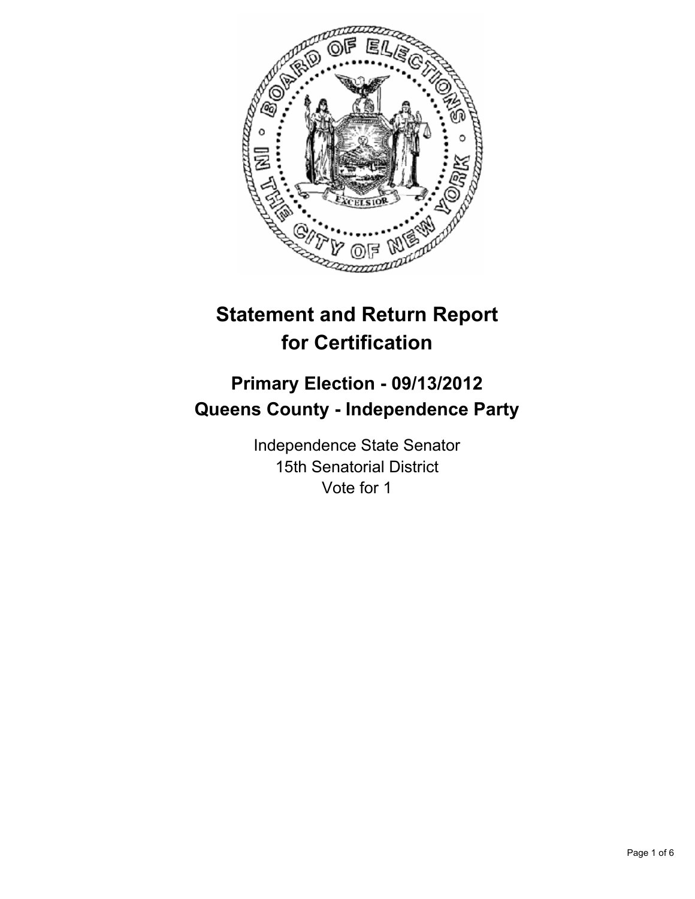# Statement and Return Report for Certification

## Primary Election - 09/13/2012
## Queens County - Independence Party

Independence State Senator
15th Senatorial District
Vote for 1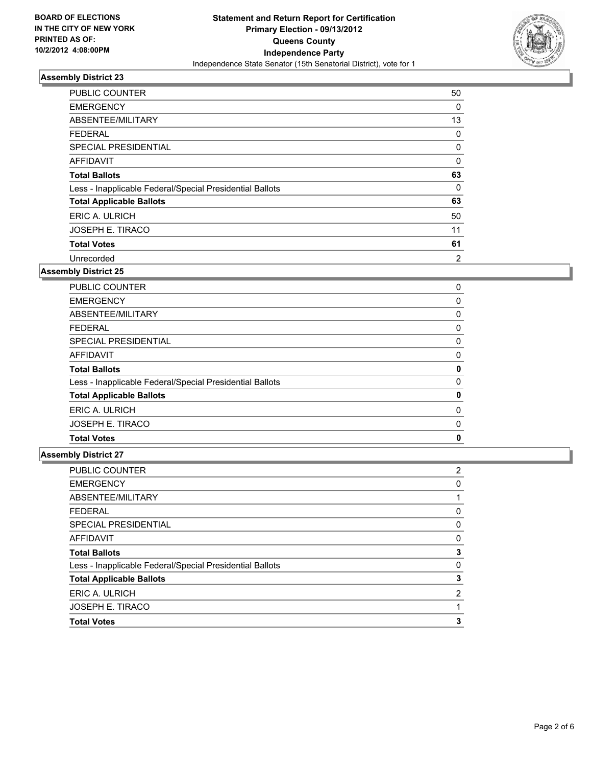**BOARD OF ELECTIONS IN THE CITY OF NEW YORK PRINTED AS OF: 10/2/2012 4:08:00PM**

**Statement and Return Report for Certification**
**Primary Election - 09/13/2012**
**Queens County**
**Independence Party**
Independence State Senator (15th Senatorial District), vote for 1

### Assembly District 23

| | |
|---|---|
| PUBLIC COUNTER | 50 |
| EMERGENCY | 0 |
| ABSENTEE/MILITARY | 13 |
| FEDERAL | 0 |
| SPECIAL PRESIDENTIAL | 0 |
| AFFIDAVIT | 0 |
| **Total Ballots** | **63** |
| Less - Inapplicable Federal/Special Presidential Ballots | 0 |
| **Total Applicable Ballots** | **63** |
| ERIC A. ULRICH | 50 |
| JOSEPH E. TIRACO | 11 |
| **Total Votes** | **61** |
| Unrecorded | 2 |

### Assembly District 25

| | |
|---|---|
| PUBLIC COUNTER | 0 |
| EMERGENCY | 0 |
| ABSENTEE/MILITARY | 0 |
| FEDERAL | 0 |
| SPECIAL PRESIDENTIAL | 0 |
| AFFIDAVIT | 0 |
| **Total Ballots** | **0** |
| Less - Inapplicable Federal/Special Presidential Ballots | 0 |
| **Total Applicable Ballots** | **0** |
| ERIC A. ULRICH | 0 |
| JOSEPH E. TIRACO | 0 |
| **Total Votes** | **0** |

### Assembly District 27

| | |
|---|---|
| PUBLIC COUNTER | 2 |
| EMERGENCY | 0 |
| ABSENTEE/MILITARY | 1 |
| FEDERAL | 0 |
| SPECIAL PRESIDENTIAL | 0 |
| AFFIDAVIT | 0 |
| **Total Ballots** | **3** |
| Less - Inapplicable Federal/Special Presidential Ballots | 0 |
| **Total Applicable Ballots** | **3** |
| ERIC A. ULRICH | 2 |
| JOSEPH E. TIRACO | 1 |
| **Total Votes** | **3** |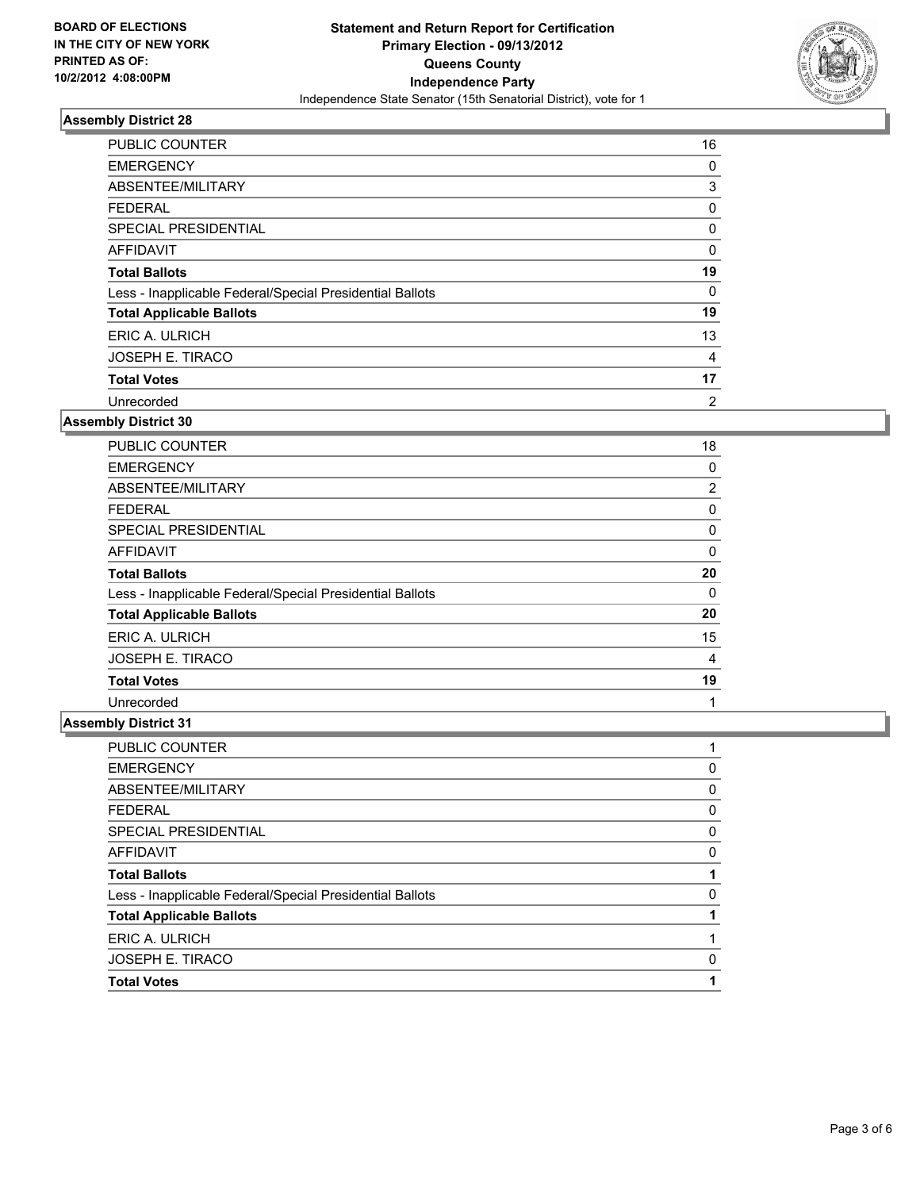**BOARD OF ELECTIONS IN THE CITY OF NEW YORK PRINTED AS OF: 10/2/2012 4:08:00PM**

# Statement and Return Report for Certification
## Primary Election - 09/13/2012
## Queens County
## Independence Party

Independence State Senator (15th Senatorial District), vote for 1

### Assembly District 28

| | |
|---|---|
| PUBLIC COUNTER | 16 |
| EMERGENCY | 0 |
| ABSENTEE/MILITARY | 3 |
| FEDERAL | 0 |
| SPECIAL PRESIDENTIAL | 0 |
| AFFIDAVIT | 0 |
| **Total Ballots** | **19** |
| Less - Inapplicable Federal/Special Presidential Ballots | 0 |
| **Total Applicable Ballots** | **19** |
| ERIC A. ULRICH | 13 |
| JOSEPH E. TIRACO | 4 |
| **Total Votes** | **17** |
| Unrecorded | 2 |

### Assembly District 30

| | |
|---|---|
| PUBLIC COUNTER | 18 |
| EMERGENCY | 0 |
| ABSENTEE/MILITARY | 2 |
| FEDERAL | 0 |
| SPECIAL PRESIDENTIAL | 0 |
| AFFIDAVIT | 0 |
| **Total Ballots** | **20** |
| Less - Inapplicable Federal/Special Presidential Ballots | 0 |
| **Total Applicable Ballots** | **20** |
| ERIC A. ULRICH | 15 |
| JOSEPH E. TIRACO | 4 |
| **Total Votes** | **19** |
| Unrecorded | 1 |

### Assembly District 31

| | |
|---|---|
| PUBLIC COUNTER | 1 |
| EMERGENCY | 0 |
| ABSENTEE/MILITARY | 0 |
| FEDERAL | 0 |
| SPECIAL PRESIDENTIAL | 0 |
| AFFIDAVIT | 0 |
| **Total Ballots** | **1** |
| Less - Inapplicable Federal/Special Presidential Ballots | 0 |
| **Total Applicable Ballots** | **1** |
| ERIC A. ULRICH | 1 |
| JOSEPH E. TIRACO | 0 |
| **Total Votes** | **1** |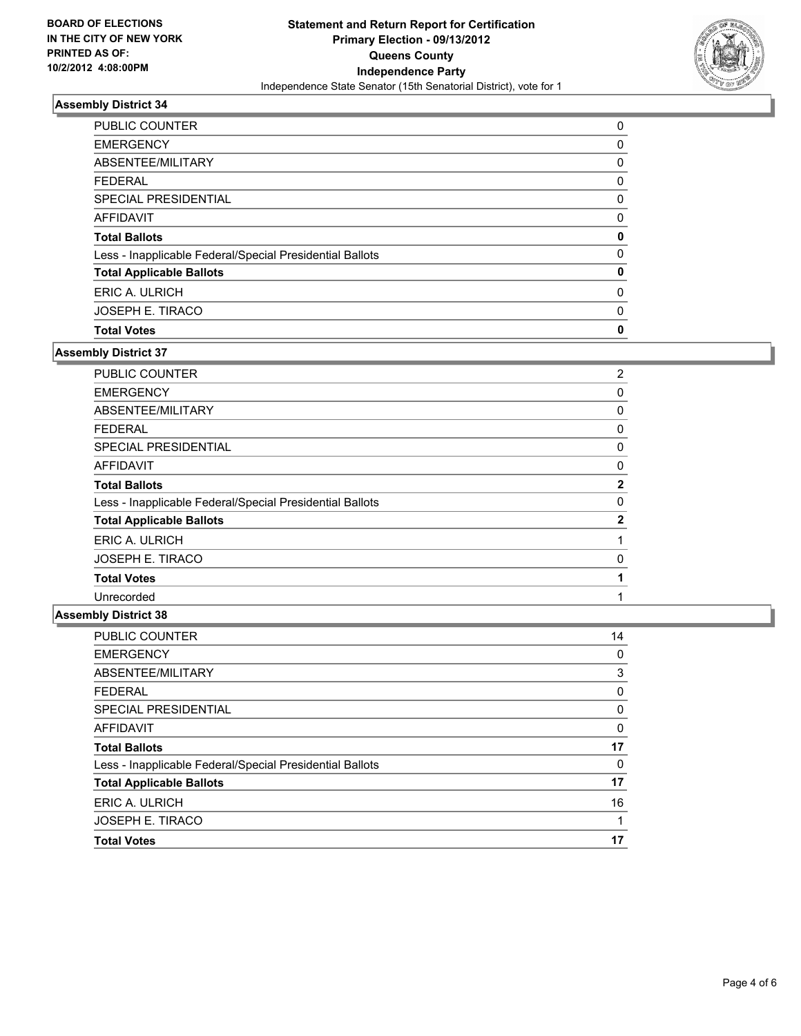**BOARD OF ELECTIONS IN THE CITY OF NEW YORK PRINTED AS OF: 10/2/2012 4:08:00PM**

**Statement and Return Report for Certification**
**Primary Election - 09/13/2012**
**Queens County**
**Independence Party**
Independence State Senator (15th Senatorial District), vote for 1

### Assembly District 34

| | |
|---|---|
| PUBLIC COUNTER | 0 |
| EMERGENCY | 0 |
| ABSENTEE/MILITARY | 0 |
| FEDERAL | 0 |
| SPECIAL PRESIDENTIAL | 0 |
| AFFIDAVIT | 0 |
| **Total Ballots** | **0** |
| Less - Inapplicable Federal/Special Presidential Ballots | 0 |
| **Total Applicable Ballots** | **0** |
| ERIC A. ULRICH | 0 |
| JOSEPH E. TIRACO | 0 |
| **Total Votes** | **0** |

### Assembly District 37

| | |
|---|---|
| PUBLIC COUNTER | 2 |
| EMERGENCY | 0 |
| ABSENTEE/MILITARY | 0 |
| FEDERAL | 0 |
| SPECIAL PRESIDENTIAL | 0 |
| AFFIDAVIT | 0 |
| **Total Ballots** | **2** |
| Less - Inapplicable Federal/Special Presidential Ballots | 0 |
| **Total Applicable Ballots** | **2** |
| ERIC A. ULRICH | 1 |
| JOSEPH E. TIRACO | 0 |
| **Total Votes** | **1** |
| Unrecorded | 1 |

### Assembly District 38

| | |
|---|---|
| PUBLIC COUNTER | 14 |
| EMERGENCY | 0 |
| ABSENTEE/MILITARY | 3 |
| FEDERAL | 0 |
| SPECIAL PRESIDENTIAL | 0 |
| AFFIDAVIT | 0 |
| **Total Ballots** | **17** |
| Less - Inapplicable Federal/Special Presidential Ballots | 0 |
| **Total Applicable Ballots** | **17** |
| ERIC A. ULRICH | 16 |
| JOSEPH E. TIRACO | 1 |
| **Total Votes** | **17** |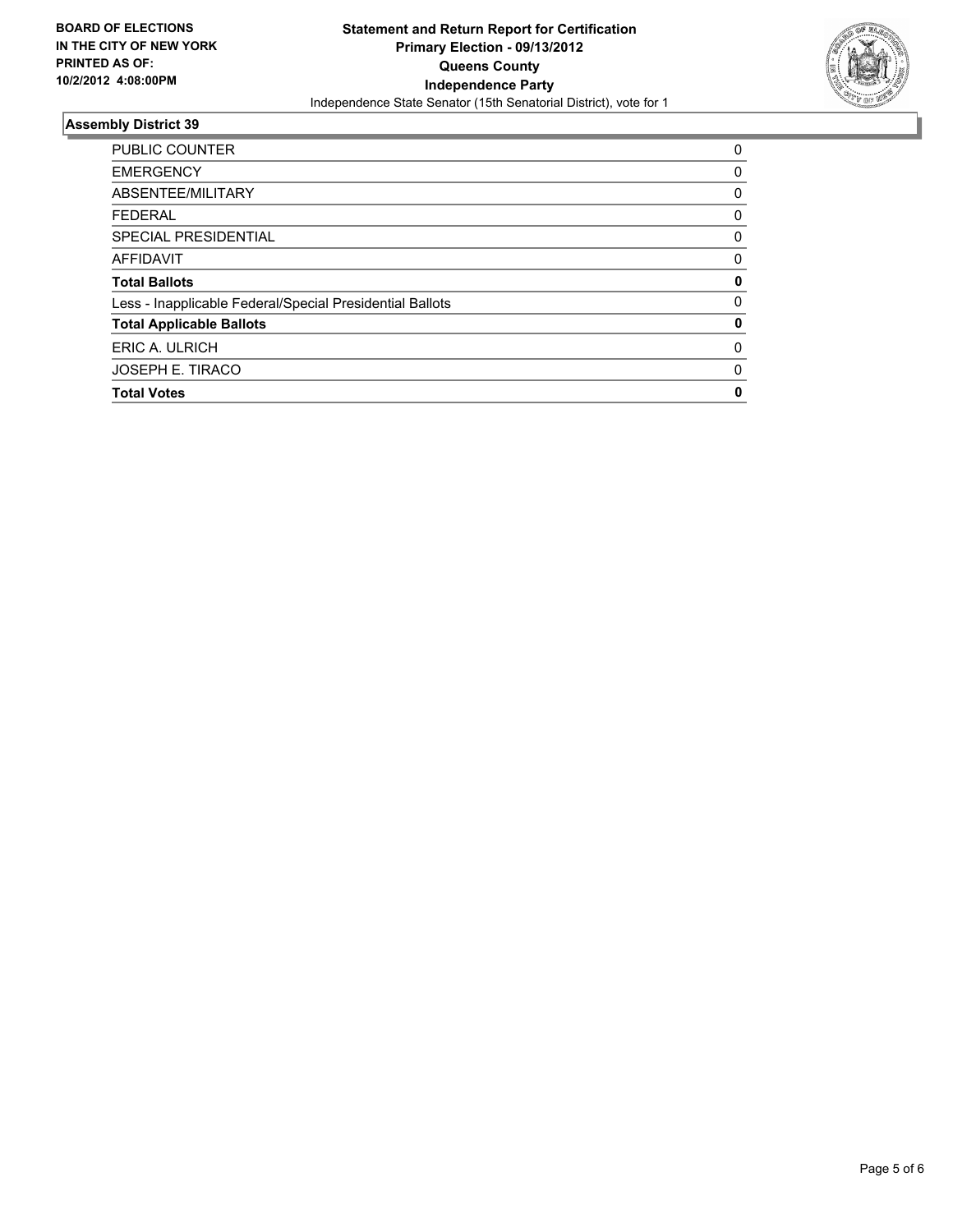**BOARD OF ELECTIONS IN THE CITY OF NEW YORK PRINTED AS OF: 10/2/2012 4:08:00PM**

**Statement and Return Report for Certification**
**Primary Election - 09/13/2012**
**Queens County**
**Independence Party**
Independence State Senator (15th Senatorial District), vote for 1

## Assembly District 39

| | |
|---|---|
| PUBLIC COUNTER | 0 |
| EMERGENCY | 0 |
| ABSENTEE/MILITARY | 0 |
| FEDERAL | 0 |
| SPECIAL PRESIDENTIAL | 0 |
| AFFIDAVIT | 0 |
| **Total Ballots** | **0** |
| Less - Inapplicable Federal/Special Presidential Ballots | 0 |
| **Total Applicable Ballots** | **0** |
| ERIC A. ULRICH | 0 |
| JOSEPH E. TIRACO | 0 |
| **Total Votes** | **0** |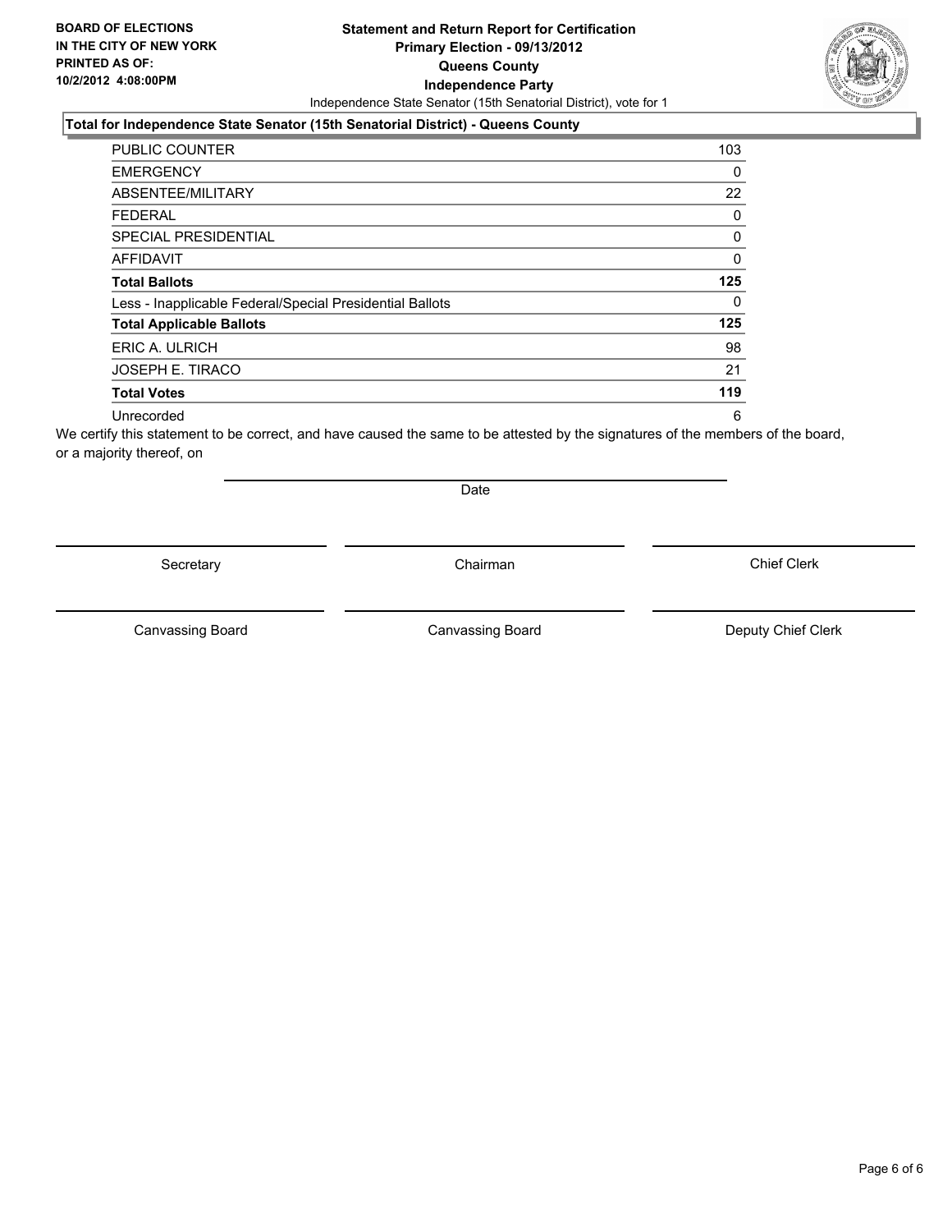**BOARD OF ELECTIONS IN THE CITY OF NEW YORK PRINTED AS OF: 10/2/2012 4:08:00PM**

**Statement and Return Report for Certification**
**Primary Election - 09/13/2012**
**Queens County**
**Independence Party**

Independence State Senator (15th Senatorial District), vote for 1

**Total for Independence State Senator (15th Senatorial District) - Queens County**

| | |
|---|---|
| PUBLIC COUNTER | 103 |
| EMERGENCY | 0 |
| ABSENTEE/MILITARY | 22 |
| FEDERAL | 0 |
| SPECIAL PRESIDENTIAL | 0 |
| AFFIDAVIT | 0 |
| **Total Ballots** | **125** |
| Less - Inapplicable Federal/Special Presidential Ballots | 0 |
| **Total Applicable Ballots** | **125** |
| ERIC A. ULRICH | 98 |
| JOSEPH E. TIRACO | 21 |
| **Total Votes** | **119** |
| Unrecorded | 6 |

We certify this statement to be correct, and have caused the same to be attested by the signatures of the members of the board, or a majority thereof, on

Date

Secretary | Chairman | Chief Clerk

Canvassing Board | Canvassing Board | Deputy Chief Clerk